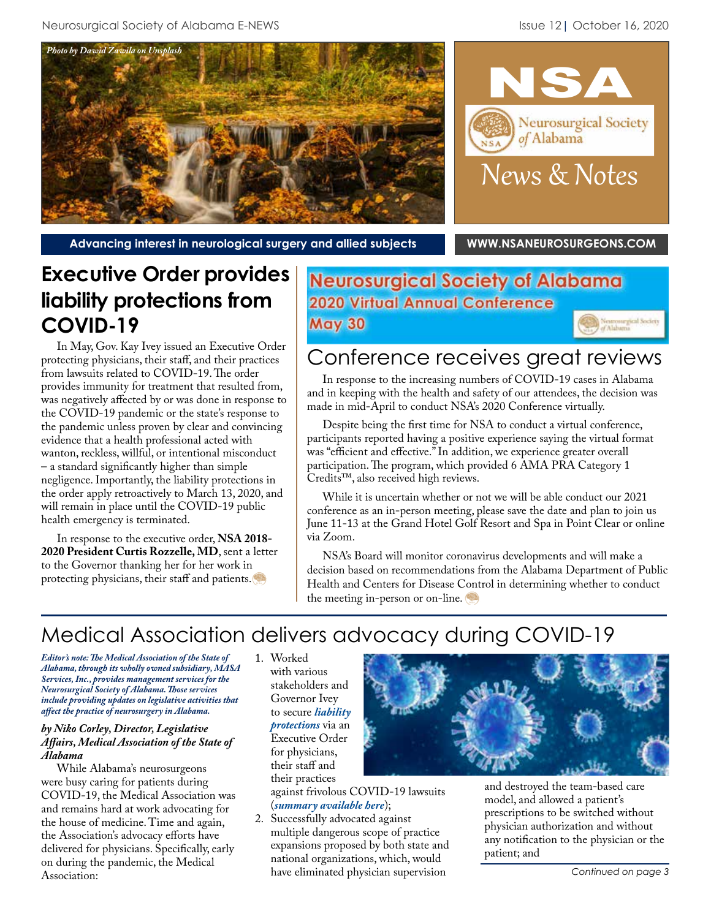Photo by Dawid Zawila on Unsplash

# NSA Neurosurgical Society of Alabama News & Notes

**Advancing interest in neurological surgery and allied subjects**

**WWW.NSANEUROSURGEONS.COM**

## Executive Order provides liability protections from COVID-19

In May, Gov. Kay Ivey issued an Executive Order protecting physicians, their staff, and their practices from lawsuits related to COVID-19. The order provides immunity for treatment that resulted from, was negatively affected by or was done in response to the COVID-19 pandemic or the state's response to the pandemic unless proven by clear and convincing evidence that a health professional acted with wanton, reckless, willful, or intentional misconduct – a standard significantly higher than simple negligence. Importantly, the liability protections in the order apply retroactively to March 13, 2020, and will remain in place until the COVID-19 public health emergency is terminated.

In response to the executive order, **NSA 2018-2020 President Curtis Rozzelle, MD**, sent a letter to the Governor thanking her for her work in protecting physicians, their staff and patients.

**Neurosurgical Society of Alabama 2020 Virtual Annual Conference May 30**

## Conference receives great reviews

In response to the increasing numbers of COVID-19 cases in Alabama and in keeping with the health and safety of our attendees, the decision was made in mid-April to conduct NSA's 2020 Conference virtually.

Despite being the first time for NSA to conduct a virtual conference, participants reported having a positive experience saying the virtual format was "efficient and effective." In addition, we experience greater overall participation. The program, which provided 6 AMA PRA Category 1 Credits™, also received high reviews.

While it is uncertain whether or not we will be able conduct our 2021 conference as an in-person meeting, please save the date and plan to join us June 11-13 at the Grand Hotel Golf Resort and Spa in Point Clear or online via Zoom.

NSA's Board will monitor coronavirus developments and will make a decision based on recommendations from the Alabama Department of Public Health and Centers for Disease Control in determining whether to conduct the meeting in-person or on-line.

## Medical Association delivers advocacy during COVID-19

***Editor's note: The Medical Association of the State of Alabama, through its wholly owned subsidiary, MASA Services, Inc., provides management services for the Neurosurgical Society of Alabama. Those services include providing updates on legislative activities that affect the practice of neurosurgery in Alabama.***

***by Niko Corley, Director, Legislative Affairs, Medical Association of the State of Alabama***

While Alabama's neurosurgeons were busy caring for patients during COVID-19, the Medical Association was and remains hard at work advocating for the house of medicine. Time and again, the Association's advocacy efforts have delivered for physicians. Specifically, early on during the pandemic, the Medical Association:

1. Worked with various stakeholders and Governor Ivey to secure ***liability protections*** via an Executive Order for physicians, their staff and their practices against frivolous COVID-19 lawsuits (***summary available here***);
2. Successfully advocated against multiple dangerous scope of practice expansions proposed by both state and national organizations, which, would have eliminated physician supervision and destroyed the team-based care model, and allowed a patient's prescriptions to be switched without physician authorization and without any notification to the physician or the patient; and

*Continued on page 3*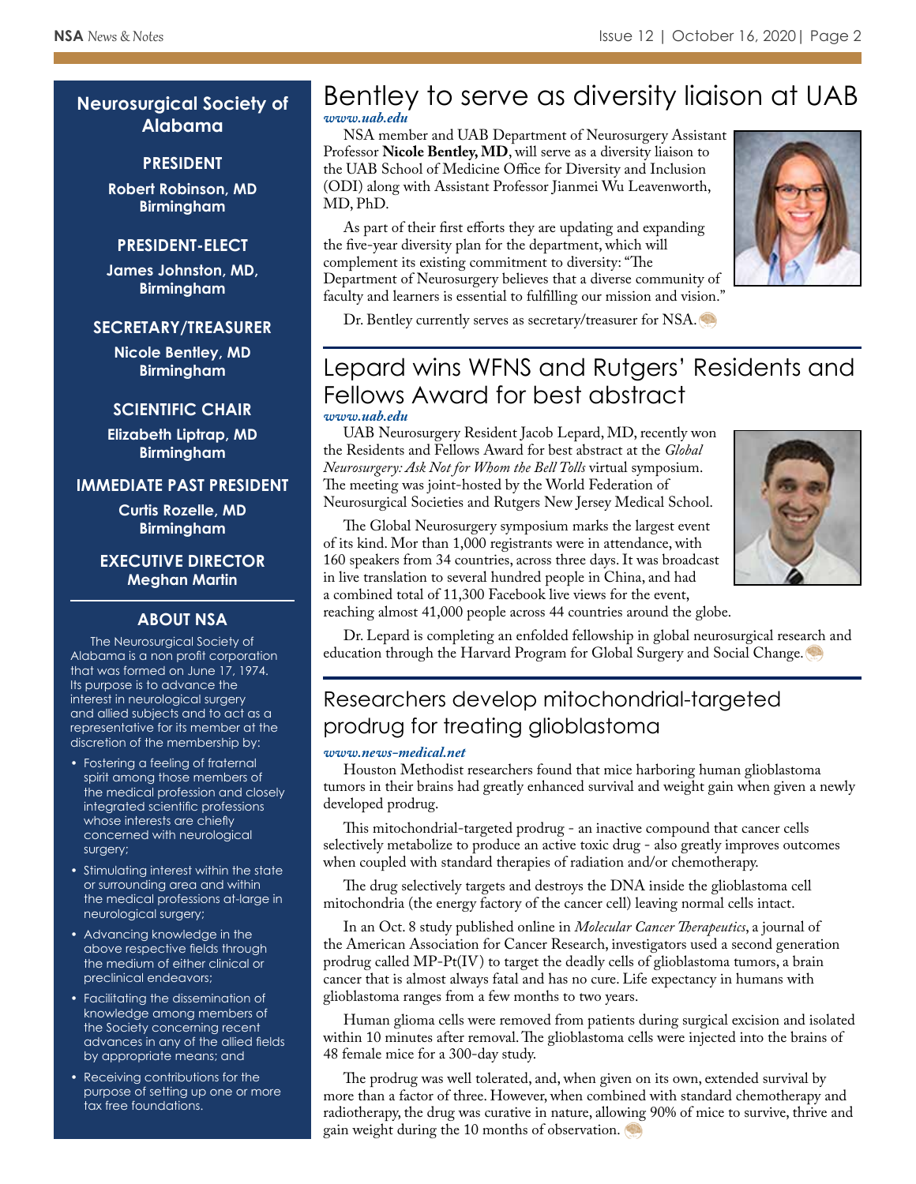## Neurosurgical Society of Alabama

**PRESIDENT**

**Robert Robinson, MD**
**Birmingham**

**PRESIDENT-ELECT**

**James Johnston, MD,**
**Birmingham**

**SECRETARY/TREASURER**

**Nicole Bentley, MD**
**Birmingham**

**SCIENTIFIC CHAIR**

**Elizabeth Liptrap, MD**
**Birmingham**

**IMMEDIATE PAST PRESIDENT**

**Curtis Rozelle, MD**
**Birmingham**

**EXECUTIVE DIRECTOR**
**Meghan Martin**

### ABOUT NSA

The Neurosurgical Society of Alabama is a non profit corporation that was formed on June 17, 1974. Its purpose is to advance the interest in neurological surgery and allied subjects and to act as a representative for its member at the discretion of the membership by:

- Fostering a feeling of fraternal spirit among those members of the medical profession and closely integrated scientific professions whose interests are chiefly concerned with neurological surgery;
- Stimulating interest within the state or surrounding area and within the medical professions at-large in neurological surgery;
- Advancing knowledge in the above respective fields through the medium of either clinical or preclinical endeavors;
- Facilitating the dissemination of knowledge among members of the Society concerning recent advances in any of the allied fields by appropriate means; and
- Receiving contributions for the purpose of setting up one or more tax free foundations.

# Bentley to serve as diversity liaison at UAB

*www.uab.edu*

NSA member and UAB Department of Neurosurgery Assistant Professor **Nicole Bentley, MD**, will serve as a diversity liaison to the UAB School of Medicine Office for Diversity and Inclusion (ODI) along with Assistant Professor Jianmei Wu Leavenworth, MD, PhD.

As part of their first efforts they are updating and expanding the five-year diversity plan for the department, which will complement its existing commitment to diversity: "The Department of Neurosurgery believes that a diverse community of faculty and learners is essential to fulfilling our mission and vision."

Dr. Bentley currently serves as secretary/treasurer for NSA.

# Lepard wins WFNS and Rutgers' Residents and Fellows Award for best abstract

*www.uab.edu*

UAB Neurosurgery Resident Jacob Lepard, MD, recently won the Residents and Fellows Award for best abstract at the *Global Neurosurgery: Ask Not for Whom the Bell Tolls* virtual symposium. The meeting was joint-hosted by the World Federation of Neurosurgical Societies and Rutgers New Jersey Medical School.

The Global Neurosurgery symposium marks the largest event of its kind. Mor than 1,000 registrants were in attendance, with 160 speakers from 34 countries, across three days. It was broadcast in live translation to several hundred people in China, and had a combined total of 11,300 Facebook live views for the event, reaching almost 41,000 people across 44 countries around the globe.

Dr. Lepard is completing an enfolded fellowship in global neurosurgical research and education through the Harvard Program for Global Surgery and Social Change.

# Researchers develop mitochondrial-targeted prodrug for treating glioblastoma

*www.news-medical.net*

Houston Methodist researchers found that mice harboring human glioblastoma tumors in their brains had greatly enhanced survival and weight gain when given a newly developed prodrug.

This mitochondrial-targeted prodrug - an inactive compound that cancer cells selectively metabolize to produce an active toxic drug - also greatly improves outcomes when coupled with standard therapies of radiation and/or chemotherapy.

The drug selectively targets and destroys the DNA inside the glioblastoma cell mitochondria (the energy factory of the cancer cell) leaving normal cells intact.

In an Oct. 8 study published online in *Molecular Cancer Therapeutics*, a journal of the American Association for Cancer Research, investigators used a second generation prodrug called MP-Pt(IV) to target the deadly cells of glioblastoma tumors, a brain cancer that is almost always fatal and has no cure. Life expectancy in humans with glioblastoma ranges from a few months to two years.

Human glioma cells were removed from patients during surgical excision and isolated within 10 minutes after removal. The glioblastoma cells were injected into the brains of 48 female mice for a 300-day study.

The prodrug was well tolerated, and, when given on its own, extended survival by more than a factor of three. However, when combined with standard chemotherapy and radiotherapy, the drug was curative in nature, allowing 90% of mice to survive, thrive and gain weight during the 10 months of observation.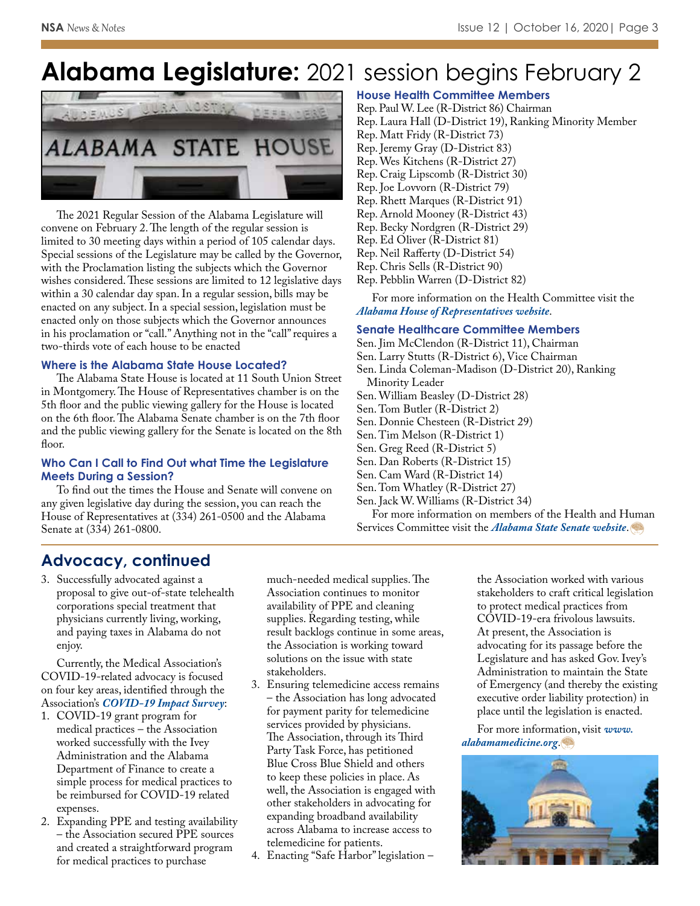# Alabama Legislature: 2021 session begins February 2

The 2021 Regular Session of the Alabama Legislature will convene on February 2. The length of the regular session is limited to 30 meeting days within a period of 105 calendar days. Special sessions of the Legislature may be called by the Governor, with the Proclamation listing the subjects which the Governor wishes considered. These sessions are limited to 12 legislative days within a 30 calendar day span. In a regular session, bills may be enacted on any subject. In a special session, legislation must be enacted only on those subjects which the Governor announces in his proclamation or "call." Anything not in the "call" requires a two-thirds vote of each house to be enacted

### Where is the Alabama State House Located?

The Alabama State House is located at 11 South Union Street in Montgomery. The House of Representatives chamber is on the 5th floor and the public viewing gallery for the House is located on the 6th floor. The Alabama Senate chamber is on the 7th floor and the public viewing gallery for the Senate is located on the 8th floor.

### Who Can I Call to Find Out what Time the Legislature Meets During a Session?

To find out the times the House and Senate will convene on any given legislative day during the session, you can reach the House of Representatives at (334) 261-0500 and the Alabama Senate at (334) 261-0800.

### House Health Committee Members

Rep. Paul W. Lee (R-District 86) Chairman
Rep. Laura Hall (D-District 19), Ranking Minority Member
Rep. Matt Fridy (R-District 73)
Rep. Jeremy Gray (D-District 83)
Rep. Wes Kitchens (R-District 27)
Rep. Craig Lipscomb (R-District 30)
Rep. Joe Lovvorn (R-District 79)
Rep. Rhett Marques (R-District 91)
Rep. Arnold Mooney (R-District 43)
Rep. Becky Nordgren (R-District 29)
Rep. Ed Oliver (R-District 81)
Rep. Neil Rafferty (D-District 54)
Rep. Chris Sells (R-District 90)
Rep. Pebblin Warren (D-District 82)

For more information on the Health Committee visit the ***Alabama House of Representatives website***.

### Senate Healthcare Committee Members

Sen. Jim McClendon (R-District 11), Chairman
Sen. Larry Stutts (R-District 6), Vice Chairman
Sen. Linda Coleman-Madison (D-District 20), Ranking Minority Leader
Sen. William Beasley (D-District 28)
Sen. Tom Butler (R-District 2)
Sen. Donnie Chesteen (R-District 29)
Sen. Tim Melson (R-District 1)
Sen. Greg Reed (R-District 5)
Sen. Dan Roberts (R-District 15)
Sen. Cam Ward (R-District 14)
Sen. Tom Whatley (R-District 27)
Sen. Jack W. Williams (R-District 34)

For more information on members of the Health and Human Services Committee visit the ***Alabama State Senate website***.

## Advocacy, continued

3. Successfully advocated against a proposal to give out-of-state telehealth corporations special treatment that physicians currently living, working, and paying taxes in Alabama do not enjoy.

Currently, the Medical Association's COVID-19-related advocacy is focused on four key areas, identified through the Association's ***COVID-19 Impact Survey***:

1. COVID-19 grant program for medical practices – the Association worked successfully with the Ivey Administration and the Alabama Department of Finance to create a simple process for medical practices to be reimbursed for COVID-19 related expenses.
2. Expanding PPE and testing availability – the Association secured PPE sources and created a straightforward program for medical practices to purchase much-needed medical supplies. The Association continues to monitor availability of PPE and cleaning supplies. Regarding testing, while result backlogs continue in some areas, the Association is working toward solutions on the issue with state stakeholders.
3. Ensuring telemedicine access remains – the Association has long advocated for payment parity for telemedicine services provided by physicians. The Association, through its Third Party Task Force, has petitioned Blue Cross Blue Shield and others to keep these policies in place. As well, the Association is engaged with other stakeholders in advocating for expanding broadband availability across Alabama to increase access to telemedicine for patients.
4. Enacting "Safe Harbor" legislation – the Association worked with various stakeholders to craft critical legislation to protect medical practices from COVID-19-era frivolous lawsuits. At present, the Association is advocating for its passage before the Legislature and has asked Gov. Ivey's Administration to maintain the State of Emergency (and thereby the existing executive order liability protection) in place until the legislation is enacted.

For more information, visit ***www.alabamamedicine.org***.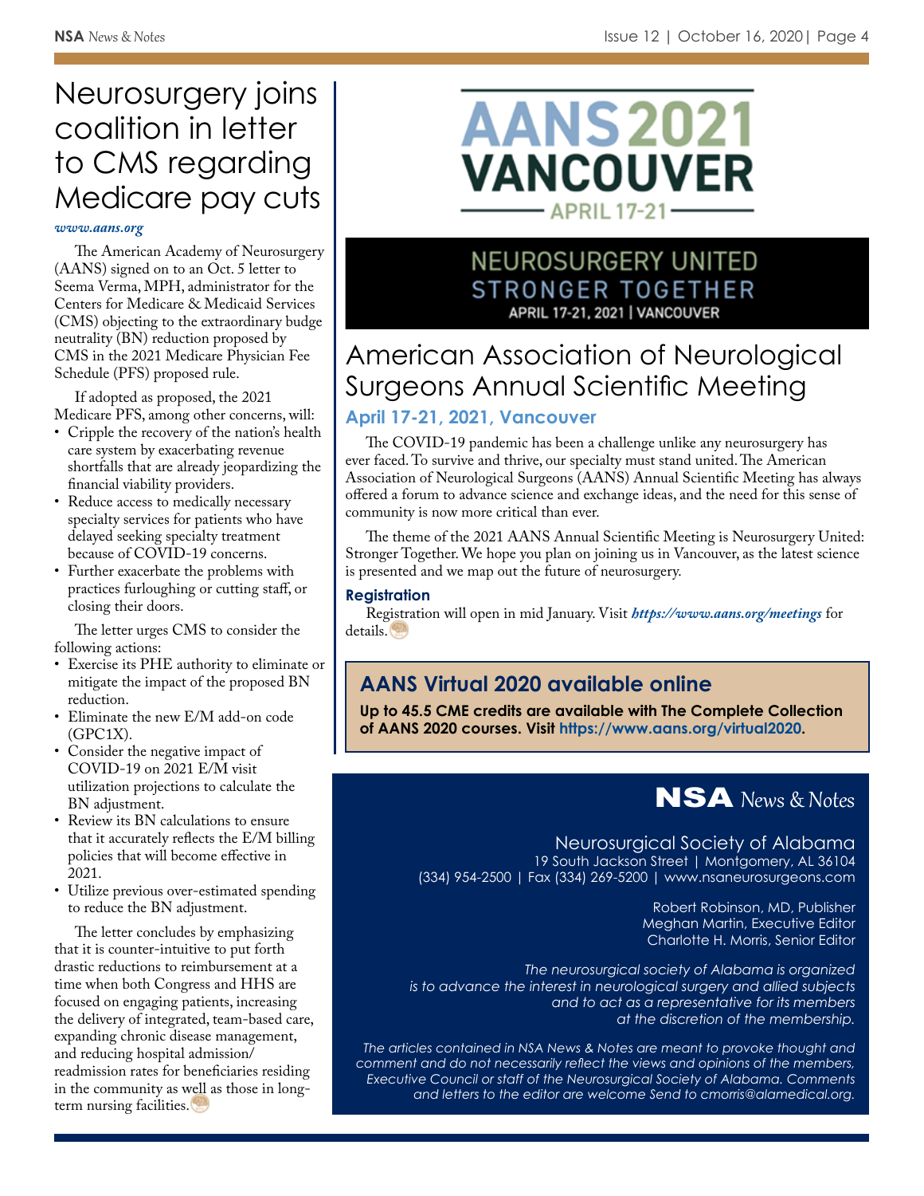# Neurosurgery joins coalition in letter to CMS regarding Medicare pay cuts

***www.aans.org***

The American Academy of Neurosurgery (AANS) signed on to an Oct. 5 letter to Seema Verma, MPH, administrator for the Centers for Medicare & Medicaid Services (CMS) objecting to the extraordinary budge neutrality (BN) reduction proposed by CMS in the 2021 Medicare Physician Fee Schedule (PFS) proposed rule.

If adopted as proposed, the 2021 Medicare PFS, among other concerns, will:

- Cripple the recovery of the nation's health care system by exacerbating revenue shortfalls that are already jeopardizing the financial viability providers.
- Reduce access to medically necessary specialty services for patients who have delayed seeking specialty treatment because of COVID-19 concerns.
- Further exacerbate the problems with practices furloughing or cutting staff, or closing their doors.

The letter urges CMS to consider the following actions:

- Exercise its PHE authority to eliminate or mitigate the impact of the proposed BN reduction.
- Eliminate the new E/M add-on code (GPC1X).
- Consider the negative impact of COVID-19 on 2021 E/M visit utilization projections to calculate the BN adjustment.
- Review its BN calculations to ensure that it accurately reflects the E/M billing policies that will become effective in 2021.
- Utilize previous over-estimated spending to reduce the BN adjustment.

The letter concludes by emphasizing that it is counter-intuitive to put forth drastic reductions to reimbursement at a time when both Congress and HHS are focused on engaging patients, increasing the delivery of integrated, team-based care, expanding chronic disease management, and reducing hospital admission/readmission rates for beneficiaries residing in the community as well as those in long-term nursing facilities.

AANS 2021 VANCOUVER

APRIL 17-21

NEUROSURGERY UNITED
STRONGER TOGETHER
APRIL 17-21, 2021 | VANCOUVER

# American Association of Neurological Surgeons Annual Scientific Meeting

## April 17-21, 2021, Vancouver

The COVID-19 pandemic has been a challenge unlike any neurosurgery has ever faced. To survive and thrive, our specialty must stand united. The American Association of Neurological Surgeons (AANS) Annual Scientific Meeting has always offered a forum to advance science and exchange ideas, and the need for this sense of community is now more critical than ever.

The theme of the 2021 AANS Annual Scientific Meeting is Neurosurgery United: Stronger Together. We hope you plan on joining us in Vancouver, as the latest science is presented and we map out the future of neurosurgery.

### Registration

Registration will open in mid January. Visit ***https://www.aans.org/meetings*** for details.

## AANS Virtual 2020 available online

**Up to 45.5 CME credits are available with The Complete Collection of AANS 2020 courses. Visit https://www.aans.org/virtual2020.**

**NSA** *News & Notes*

Neurosurgical Society of Alabama
19 South Jackson Street | Montgomery, AL 36104
(334) 954-2500 | Fax (334) 269-5200 | www.nsaneurosurgeons.com

Robert Robinson, MD, Publisher
Meghan Martin, Executive Editor
Charlotte H. Morris, Senior Editor

*The neurosurgical society of Alabama is organized is to advance the interest in neurological surgery and allied subjects and to act as a representative for its members at the discretion of the membership.*

*The articles contained in NSA News & Notes are meant to provoke thought and comment and do not necessarily reflect the views and opinions of the members, Executive Council or staff of the Neurosurgical Society of Alabama. Comments and letters to the editor are welcome Send to cmorris@alamedical.org.*